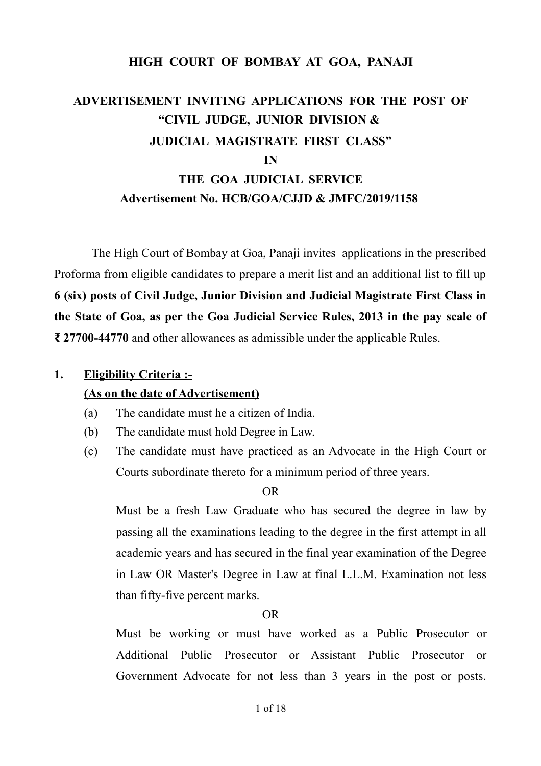# HIGH COURT OF BOMBAY AT GOA, PANAJI

## ADVERTISEMENT INVITING APPLICATIONS FOR THE POST OF "CIVIL JUDGE, JUNIOR DIVISION & JUDICIAL MAGISTRATE FIRST CLASS" IN THE GOA JUDICIAL SERVICE

**Advertisement No. HCB/GOA/CJJD & JMFC/2019/1158**

The High Court of Bombay at Goa, Panaji invites applications in the prescribed Proforma from eligible candidates to prepare a merit list and an additional list to fill up **6 (six) posts of Civil Judge, Junior Division and Judicial Magistrate First Class in the State of Goa, as per the Goa Judicial Service Rules, 2013 in the pay scale of ₹ 27700-44770** and other allowances as admissible under the applicable Rules.

**1. Eligibility Criteria :-**
**(As on the date of Advertisement)**

(a) The candidate must he a citizen of India.

(b) The candidate must hold Degree in Law.

(c) The candidate must have practiced as an Advocate in the High Court or Courts subordinate thereto for a minimum period of three years.

OR

Must be a fresh Law Graduate who has secured the degree in law by passing all the examinations leading to the degree in the first attempt in all academic years and has secured in the final year examination of the Degree in Law OR Master's Degree in Law at final L.L.M. Examination not less than fifty-five percent marks.

OR

Must be working or must have worked as a Public Prosecutor or Additional Public Prosecutor or Assistant Public Prosecutor or Government Advocate for not less than 3 years in the post or posts.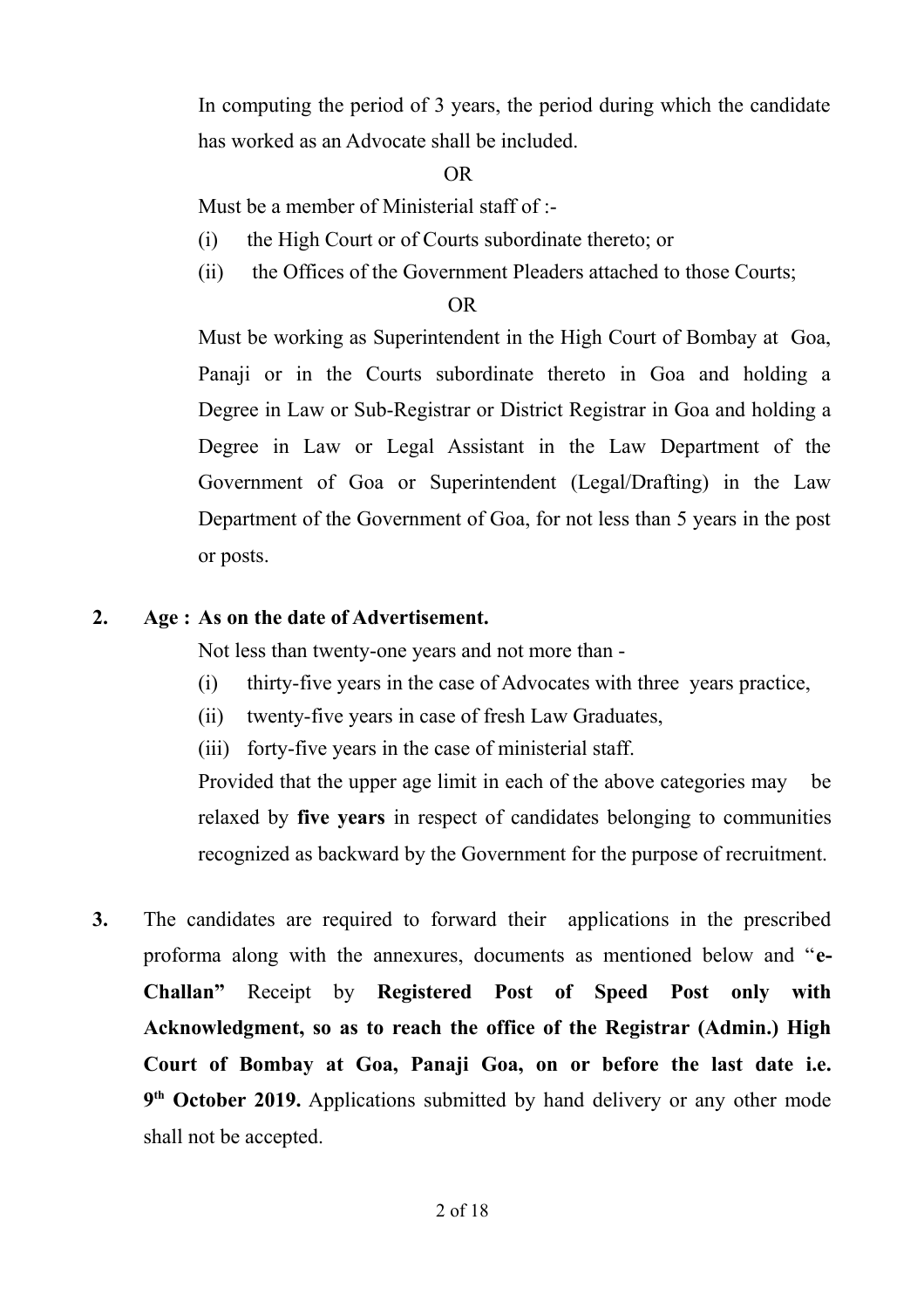In computing the period of 3 years, the period during which the candidate has worked as an Advocate shall be included.

OR

Must be a member of Ministerial staff of :-

(i) the High Court or of Courts subordinate thereto; or

(ii) the Offices of the Government Pleaders attached to those Courts;

OR

Must be working as Superintendent in the High Court of Bombay at Goa, Panaji or in the Courts subordinate thereto in Goa and holding a Degree in Law or Sub-Registrar or District Registrar in Goa and holding a Degree in Law or Legal Assistant in the Law Department of the Government of Goa or Superintendent (Legal/Drafting) in the Law Department of the Government of Goa, for not less than 5 years in the post or posts.

**2. Age : As on the date of Advertisement.**

Not less than twenty-one years and not more than -

(i) thirty-five years in the case of Advocates with three years practice,

(ii) twenty-five years in case of fresh Law Graduates,

(iii) forty-five years in the case of ministerial staff.

Provided that the upper age limit in each of the above categories may be relaxed by **five years** in respect of candidates belonging to communities recognized as backward by the Government for the purpose of recruitment.

**3.** The candidates are required to forward their applications in the prescribed proforma along with the annexures, documents as mentioned below and "**e-Challan"** Receipt by **Registered Post of Speed Post only with Acknowledgment, so as to reach the office of the Registrar (Admin.) High Court of Bombay at Goa, Panaji Goa, on or before the last date i.e. 9th October 2019.** Applications submitted by hand delivery or any other mode shall not be accepted.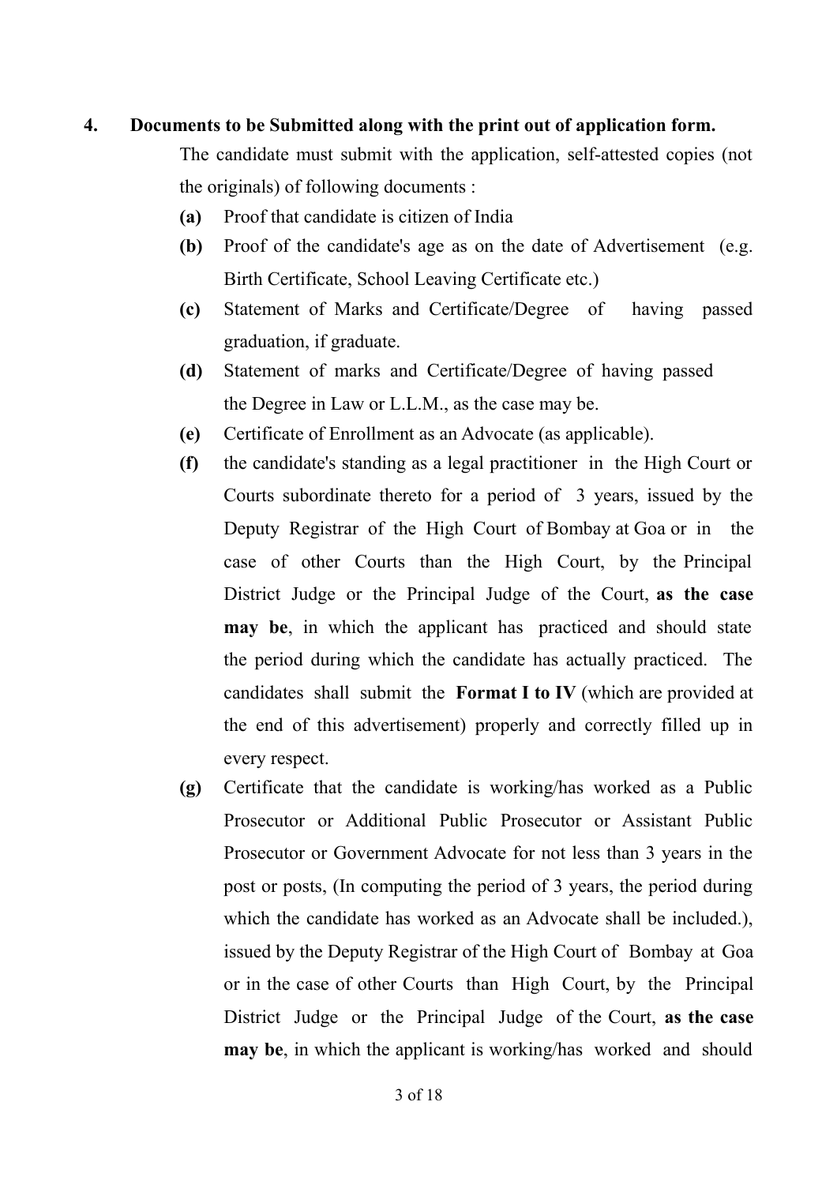## 4. Documents to be Submitted along with the print out of application form.

The candidate must submit with the application, self-attested copies (not the originals) of following documents :

- **(a)** Proof that candidate is citizen of India
- **(b)** Proof of the candidate's age as on the date of Advertisement (e.g. Birth Certificate, School Leaving Certificate etc.)
- **(c)** Statement of Marks and Certificate/Degree of having passed graduation, if graduate.
- **(d)** Statement of marks and Certificate/Degree of having passed the Degree in Law or L.L.M., as the case may be.
- **(e)** Certificate of Enrollment as an Advocate (as applicable).
- **(f)** the candidate's standing as a legal practitioner in the High Court or Courts subordinate thereto for a period of 3 years, issued by the Deputy Registrar of the High Court of Bombay at Goa or in the case of other Courts than the High Court, by the Principal District Judge or the Principal Judge of the Court, **as the case may be**, in which the applicant has practiced and should state the period during which the candidate has actually practiced. The candidates shall submit the **Format I to IV** (which are provided at the end of this advertisement) properly and correctly filled up in every respect.
- **(g)** Certificate that the candidate is working/has worked as a Public Prosecutor or Additional Public Prosecutor or Assistant Public Prosecutor or Government Advocate for not less than 3 years in the post or posts, (In computing the period of 3 years, the period during which the candidate has worked as an Advocate shall be included.), issued by the Deputy Registrar of the High Court of Bombay at Goa or in the case of other Courts than High Court, by the Principal District Judge or the Principal Judge of the Court, **as the case may be**, in which the applicant is working/has worked and should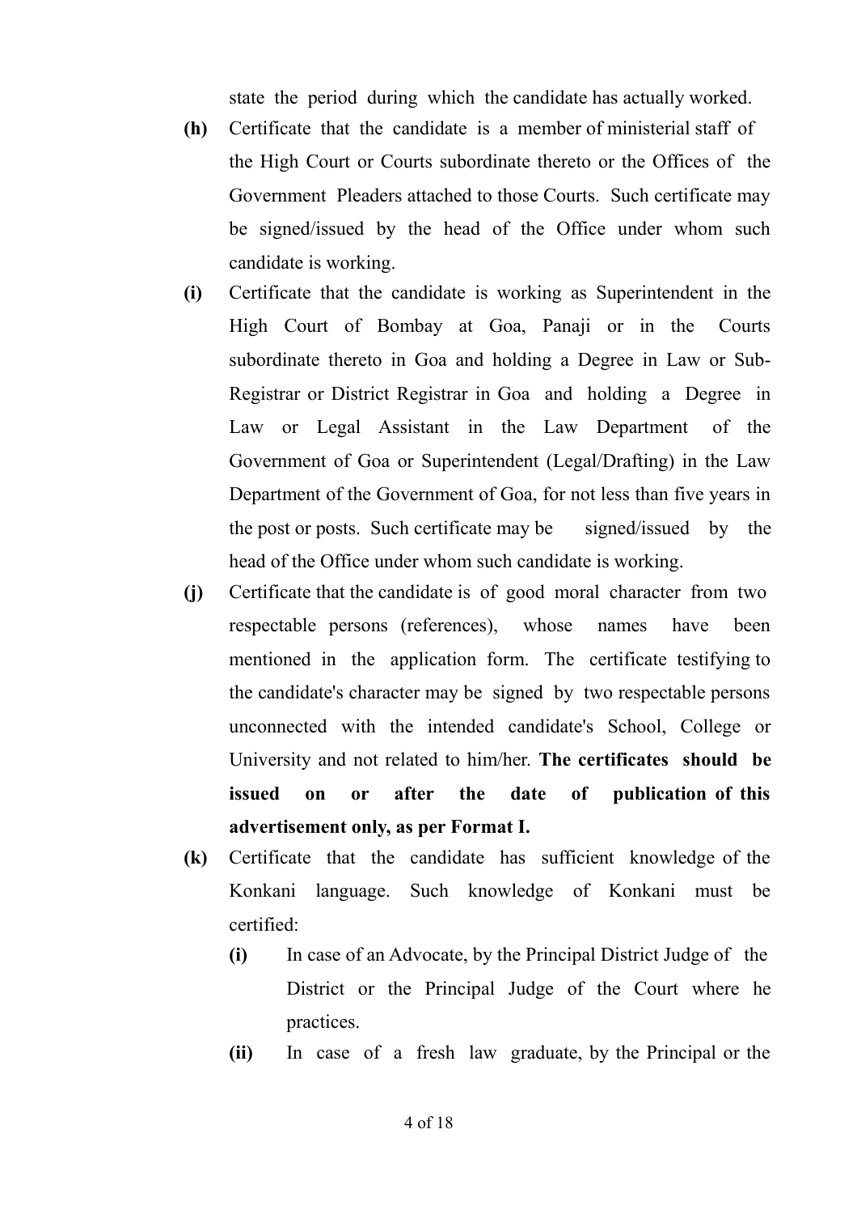state the period during which the candidate has actually worked.

**(h)** Certificate that the candidate is a member of ministerial staff of the High Court or Courts subordinate thereto or the Offices of the Government Pleaders attached to those Courts. Such certificate may be signed/issued by the head of the Office under whom such candidate is working.

**(i)** Certificate that the candidate is working as Superintendent in the High Court of Bombay at Goa, Panaji or in the Courts subordinate thereto in Goa and holding a Degree in Law or Sub-Registrar or District Registrar in Goa and holding a Degree in Law or Legal Assistant in the Law Department of the Government of Goa or Superintendent (Legal/Drafting) in the Law Department of the Government of Goa, for not less than five years in the post or posts. Such certificate may be signed/issued by the head of the Office under whom such candidate is working.

**(j)** Certificate that the candidate is of good moral character from two respectable persons (references), whose names have been mentioned in the application form. The certificate testifying to the candidate's character may be signed by two respectable persons unconnected with the intended candidate's School, College or University and not related to him/her. **The certificates should be issued on or after the date of publication of this advertisement only, as per Format I.**

**(k)** Certificate that the candidate has sufficient knowledge of the Konkani language. Such knowledge of Konkani must be certified:

- **(i)** In case of an Advocate, by the Principal District Judge of the District or the Principal Judge of the Court where he practices.
- **(ii)** In case of a fresh law graduate, by the Principal or the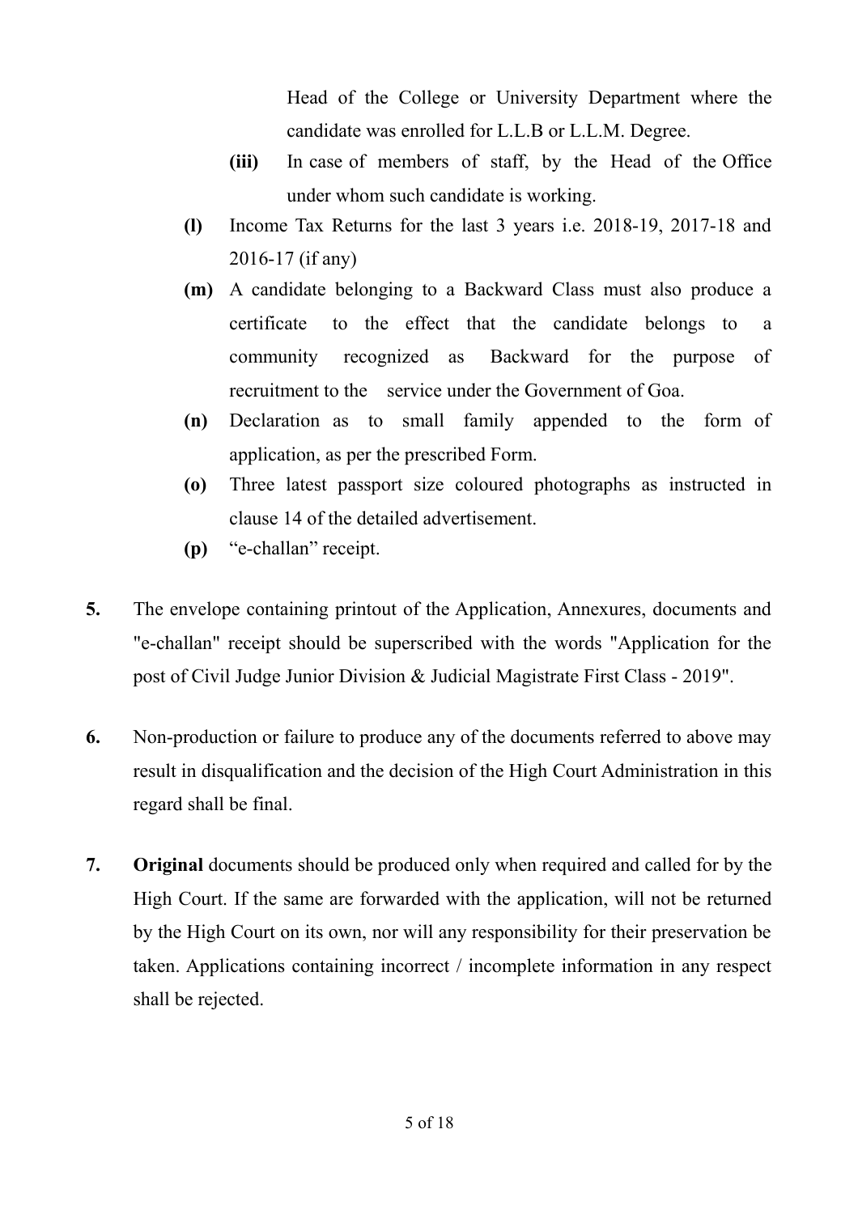Head of the College or University Department where the candidate was enrolled for L.L.B or L.L.M. Degree.

- **(iii)** In case of members of staff, by the Head of the Office under whom such candidate is working.

- **(l)** Income Tax Returns for the last 3 years i.e. 2018-19, 2017-18 and 2016-17 (if any)
- **(m)** A candidate belonging to a Backward Class must also produce a certificate to the effect that the candidate belongs to a community recognized as Backward for the purpose of recruitment to the service under the Government of Goa.
- **(n)** Declaration as to small family appended to the form of application, as per the prescribed Form.
- **(o)** Three latest passport size coloured photographs as instructed in clause 14 of the detailed advertisement.
- **(p)** "e-challan" receipt.

**5.** The envelope containing printout of the Application, Annexures, documents and "e-challan" receipt should be superscribed with the words "Application for the post of Civil Judge Junior Division & Judicial Magistrate First Class - 2019".

**6.** Non-production or failure to produce any of the documents referred to above may result in disqualification and the decision of the High Court Administration in this regard shall be final.

**7.** **Original** documents should be produced only when required and called for by the High Court. If the same are forwarded with the application, will not be returned by the High Court on its own, nor will any responsibility for their preservation be taken. Applications containing incorrect / incomplete information in any respect shall be rejected.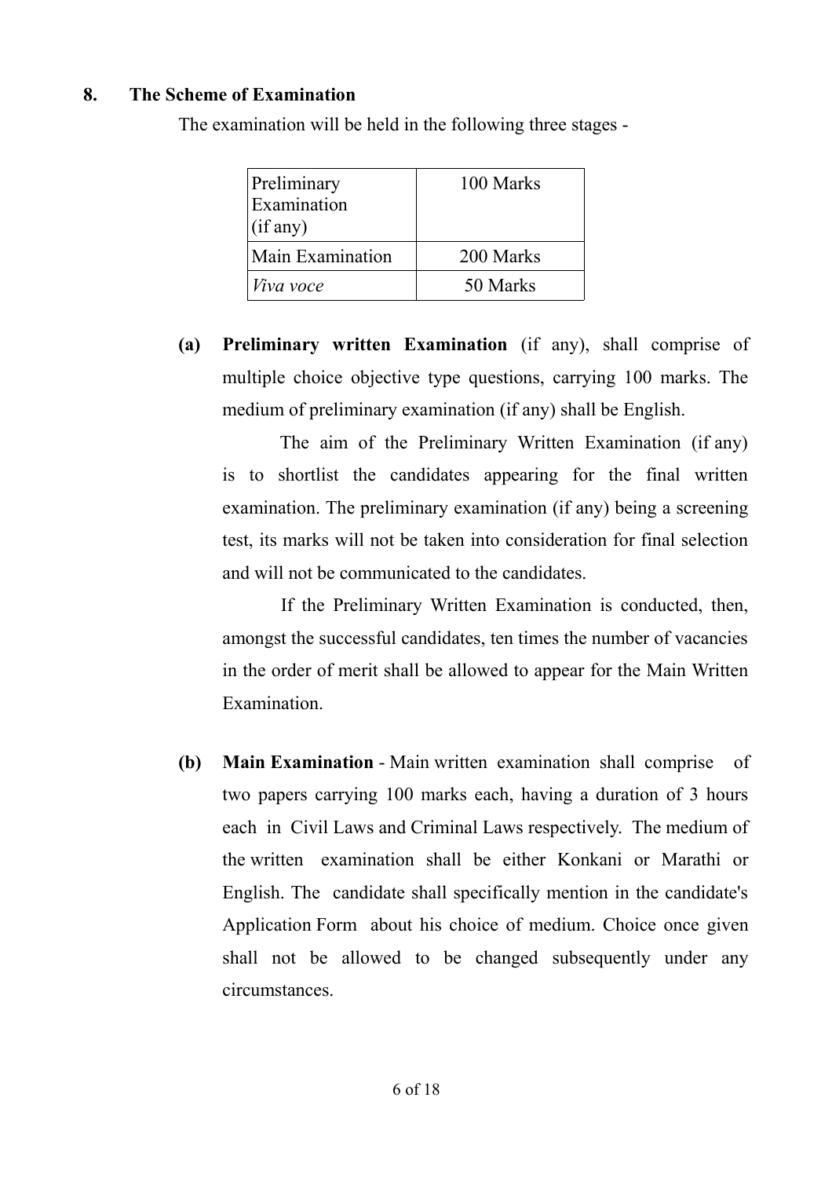## 8. The Scheme of Examination

The examination will be held in the following three stages -

| | |
|---|---|
| Preliminary Examination (if any) | 100 Marks |
| Main Examination | 200 Marks |
| *Viva voce* | 50 Marks |

**(a) Preliminary written Examination** (if any), shall comprise of multiple choice objective type questions, carrying 100 marks. The medium of preliminary examination (if any) shall be English.

The aim of the Preliminary Written Examination (if any) is to shortlist the candidates appearing for the final written examination. The preliminary examination (if any) being a screening test, its marks will not be taken into consideration for final selection and will not be communicated to the candidates.

If the Preliminary Written Examination is conducted, then, amongst the successful candidates, ten times the number of vacancies in the order of merit shall be allowed to appear for the Main Written Examination.

**(b) Main Examination** - Main written examination shall comprise of two papers carrying 100 marks each, having a duration of 3 hours each in Civil Laws and Criminal Laws respectively. The medium of the written examination shall be either Konkani or Marathi or English. The candidate shall specifically mention in the candidate's Application Form about his choice of medium. Choice once given shall not be allowed to be changed subsequently under any circumstances.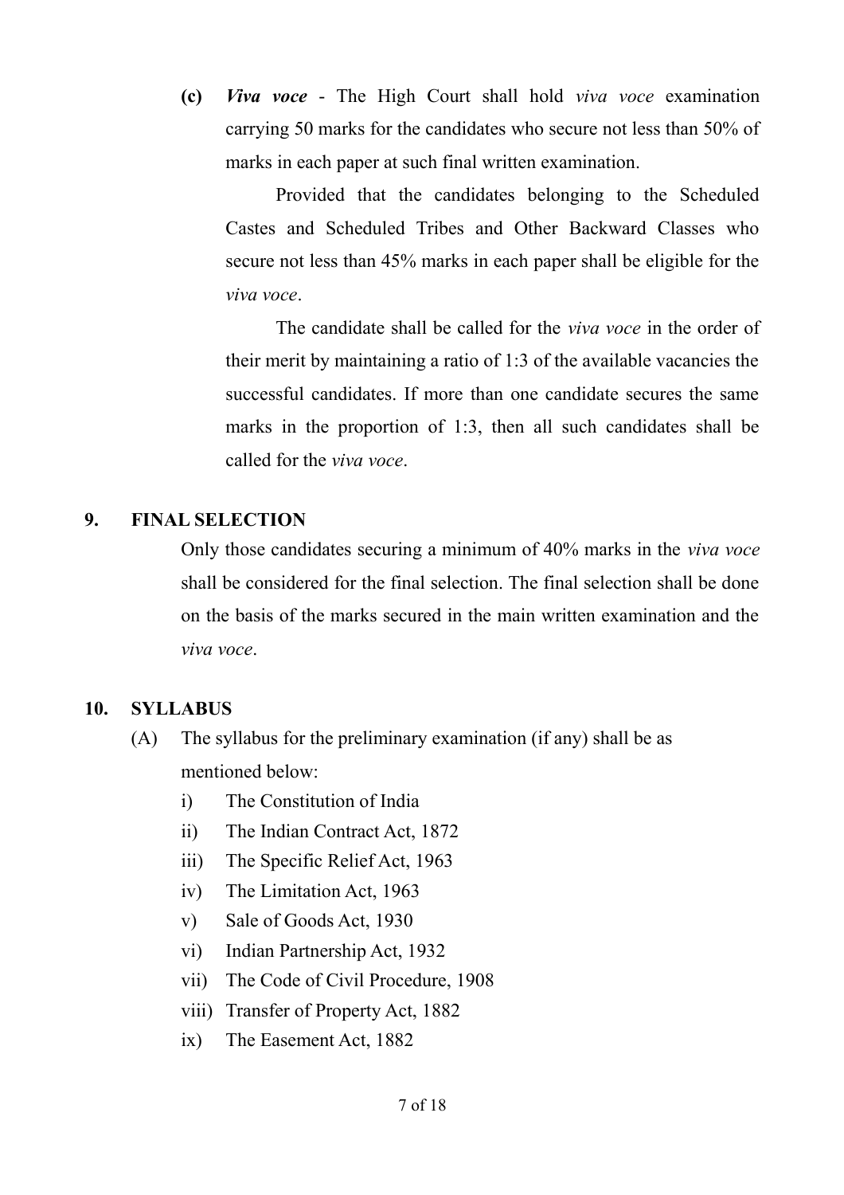**(c)** ***Viva voce*** - The High Court shall hold *viva voce* examination carrying 50 marks for the candidates who secure not less than 50% of marks in each paper at such final written examination.

Provided that the candidates belonging to the Scheduled Castes and Scheduled Tribes and Other Backward Classes who secure not less than 45% marks in each paper shall be eligible for the *viva voce*.

The candidate shall be called for the *viva voce* in the order of their merit by maintaining a ratio of 1:3 of the available vacancies the successful candidates. If more than one candidate secures the same marks in the proportion of 1:3, then all such candidates shall be called for the *viva voce*.

## 9. FINAL SELECTION

Only those candidates securing a minimum of 40% marks in the *viva voce* shall be considered for the final selection. The final selection shall be done on the basis of the marks secured in the main written examination and the *viva voce*.

## 10. SYLLABUS

(A) The syllabus for the preliminary examination (if any) shall be as mentioned below:

- i) The Constitution of India
- ii) The Indian Contract Act, 1872
- iii) The Specific Relief Act, 1963
- iv) The Limitation Act, 1963
- v) Sale of Goods Act, 1930
- vi) Indian Partnership Act, 1932
- vii) The Code of Civil Procedure, 1908
- viii) Transfer of Property Act, 1882
- ix) The Easement Act, 1882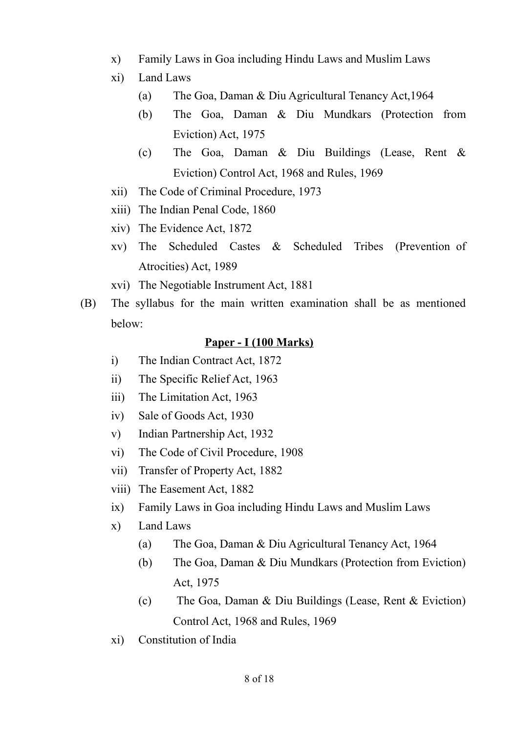x) Family Laws in Goa including Hindu Laws and Muslim Laws

xi) Land Laws

   (a) The Goa, Daman & Diu Agricultural Tenancy Act,1964

   (b) The Goa, Daman & Diu Mundkars (Protection from Eviction) Act, 1975

   (c) The Goa, Daman & Diu Buildings (Lease, Rent & Eviction) Control Act, 1968 and Rules, 1969

xii) The Code of Criminal Procedure, 1973

xiii) The Indian Penal Code, 1860

xiv) The Evidence Act, 1872

xv) The Scheduled Castes & Scheduled Tribes (Prevention of Atrocities) Act, 1989

xvi) The Negotiable Instrument Act, 1881

(B) The syllabus for the main written examination shall be as mentioned below:

**<u>Paper - I (100 Marks)</u>**

i) The Indian Contract Act, 1872

ii) The Specific Relief Act, 1963

iii) The Limitation Act, 1963

iv) Sale of Goods Act, 1930

v) Indian Partnership Act, 1932

vi) The Code of Civil Procedure, 1908

vii) Transfer of Property Act, 1882

viii) The Easement Act, 1882

ix) Family Laws in Goa including Hindu Laws and Muslim Laws

x) Land Laws

   (a) The Goa, Daman & Diu Agricultural Tenancy Act, 1964

   (b) The Goa, Daman & Diu Mundkars (Protection from Eviction) Act, 1975

   (c) The Goa, Daman & Diu Buildings (Lease, Rent & Eviction) Control Act, 1968 and Rules, 1969

xi) Constitution of India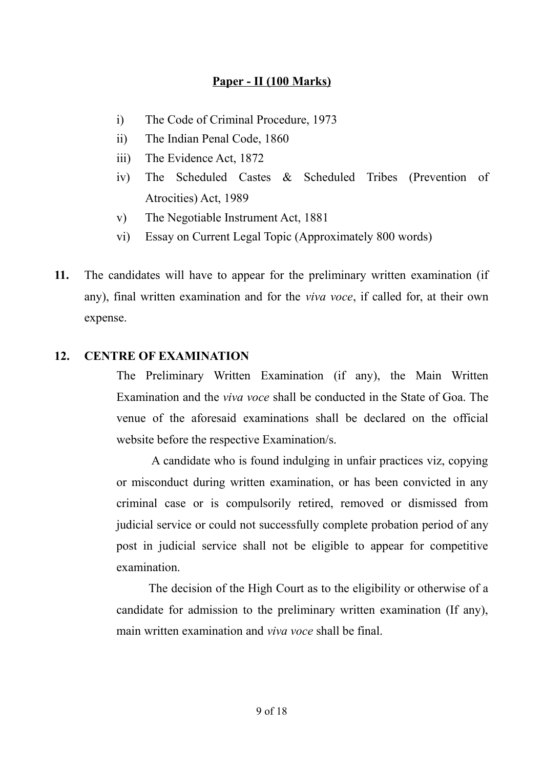**Paper - II (100 Marks)**

i) The Code of Criminal Procedure, 1973

ii) The Indian Penal Code, 1860

iii) The Evidence Act, 1872

iv) The Scheduled Castes & Scheduled Tribes (Prevention of Atrocities) Act, 1989

v) The Negotiable Instrument Act, 1881

vi) Essay on Current Legal Topic (Approximately 800 words)

**11.** The candidates will have to appear for the preliminary written examination (if any), final written examination and for the *viva voce*, if called for, at their own expense.

**12. CENTRE OF EXAMINATION**

The Preliminary Written Examination (if any), the Main Written Examination and the *viva voce* shall be conducted in the State of Goa. The venue of the aforesaid examinations shall be declared on the official website before the respective Examination/s.

A candidate who is found indulging in unfair practices viz, copying or misconduct during written examination, or has been convicted in any criminal case or is compulsorily retired, removed or dismissed from judicial service or could not successfully complete probation period of any post in judicial service shall not be eligible to appear for competitive examination.

The decision of the High Court as to the eligibility or otherwise of a candidate for admission to the preliminary written examination (If any), main written examination and *viva voce* shall be final.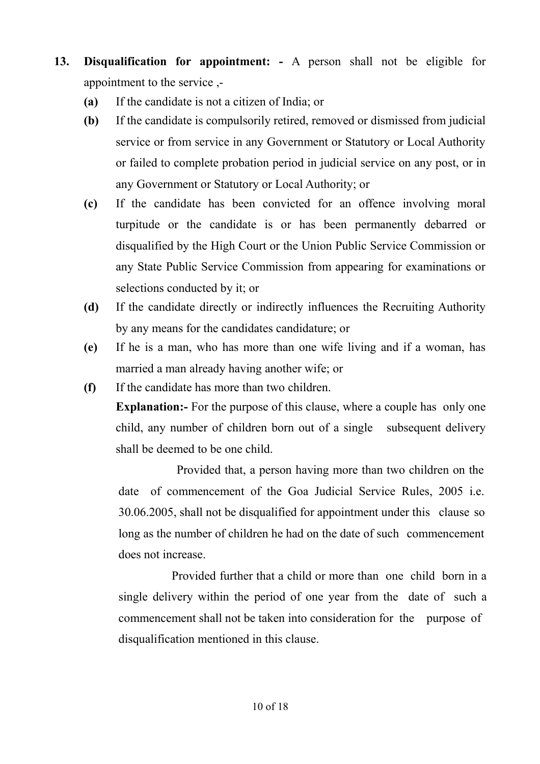**13. Disqualification for appointment: -** A person shall not be eligible for appointment to the service ,-

- **(a)** If the candidate is not a citizen of India; or
- **(b)** If the candidate is compulsorily retired, removed or dismissed from judicial service or from service in any Government or Statutory or Local Authority or failed to complete probation period in judicial service on any post, or in any Government or Statutory or Local Authority; or
- **(c)** If the candidate has been convicted for an offence involving moral turpitude or the candidate is or has been permanently debarred or disqualified by the High Court or the Union Public Service Commission or any State Public Service Commission from appearing for examinations or selections conducted by it; or
- **(d)** If the candidate directly or indirectly influences the Recruiting Authority by any means for the candidates candidature; or
- **(e)** If he is a man, who has more than one wife living and if a woman, has married a man already having another wife; or
- **(f)** If the candidate has more than two children.

  **Explanation:-** For the purpose of this clause, where a couple has only one child, any number of children born out of a single subsequent delivery shall be deemed to be one child.

  Provided that, a person having more than two children on the date of commencement of the Goa Judicial Service Rules, 2005 i.e. 30.06.2005, shall not be disqualified for appointment under this clause so long as the number of children he had on the date of such commencement does not increase.

  Provided further that a child or more than one child born in a single delivery within the period of one year from the date of such a commencement shall not be taken into consideration for the purpose of disqualification mentioned in this clause.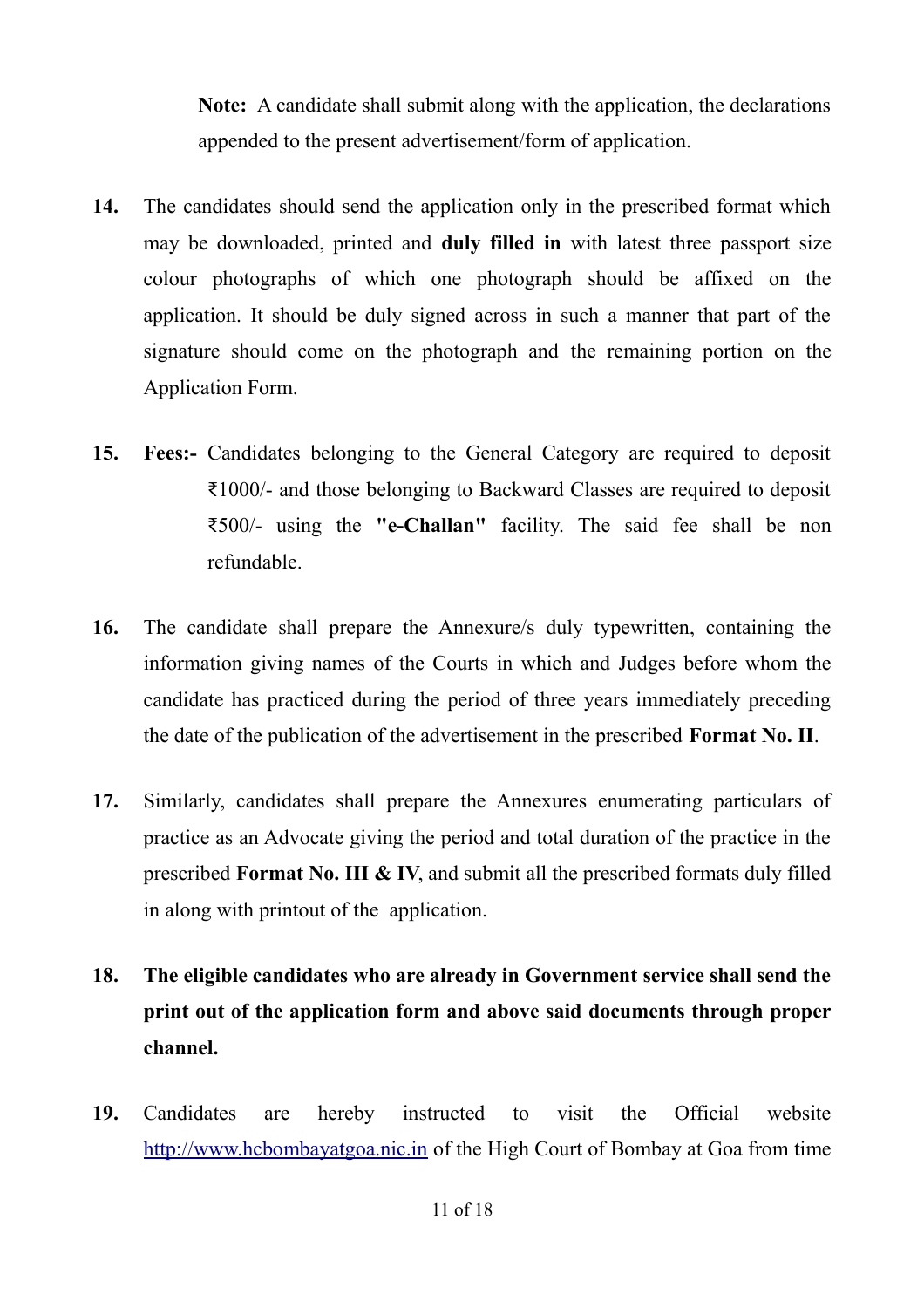**Note:** A candidate shall submit along with the application, the declarations appended to the present advertisement/form of application.

**14.** The candidates should send the application only in the prescribed format which may be downloaded, printed and **duly filled in** with latest three passport size colour photographs of which one photograph should be affixed on the application. It should be duly signed across in such a manner that part of the signature should come on the photograph and the remaining portion on the Application Form.

**15.** **Fees:-** Candidates belonging to the General Category are required to deposit ₹1000/- and those belonging to Backward Classes are required to deposit ₹500/- using the **"e-Challan"** facility. The said fee shall be non refundable.

**16.** The candidate shall prepare the Annexure/s duly typewritten, containing the information giving names of the Courts in which and Judges before whom the candidate has practiced during the period of three years immediately preceding the date of the publication of the advertisement in the prescribed **Format No. II**.

**17.** Similarly, candidates shall prepare the Annexures enumerating particulars of practice as an Advocate giving the period and total duration of the practice in the prescribed **Format No. III & IV**, and submit all the prescribed formats duly filled in along with printout of the application.

**18.** **The eligible candidates who are already in Government service shall send the print out of the application form and above said documents through proper channel.**

**19.** Candidates are hereby instructed to visit the Official website [http://www.hcbombayatgoa.nic.in](http://www.hcbombayatgoa.nic.in) of the High Court of Bombay at Goa from time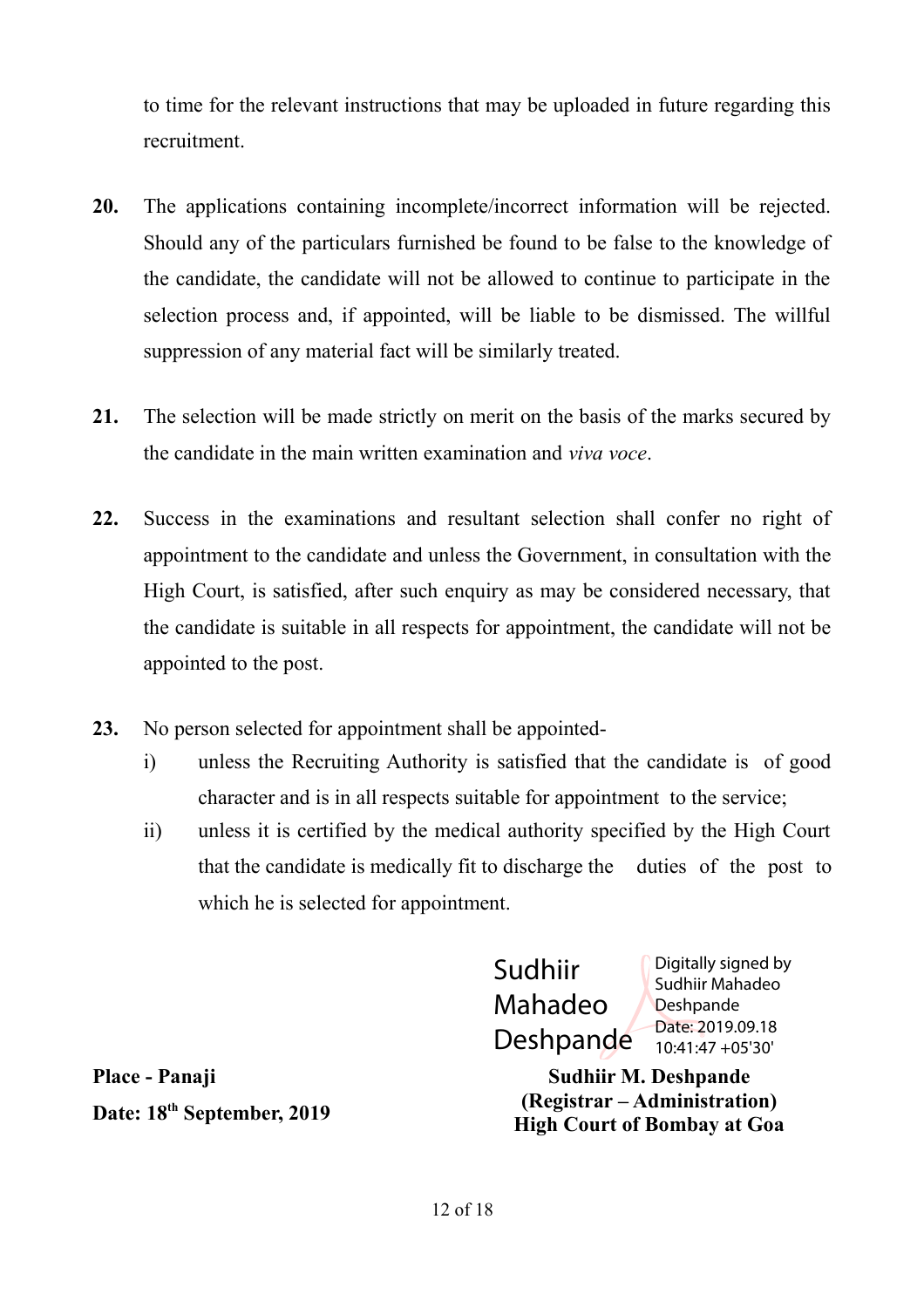to time for the relevant instructions that may be uploaded in future regarding this recruitment.

**20.** The applications containing incomplete/incorrect information will be rejected. Should any of the particulars furnished be found to be false to the knowledge of the candidate, the candidate will not be allowed to continue to participate in the selection process and, if appointed, will be liable to be dismissed. The willful suppression of any material fact will be similarly treated.

**21.** The selection will be made strictly on merit on the basis of the marks secured by the candidate in the main written examination and *viva voce*.

**22.** Success in the examinations and resultant selection shall confer no right of appointment to the candidate and unless the Government, in consultation with the High Court, is satisfied, after such enquiry as may be considered necessary, that the candidate is suitable in all respects for appointment, the candidate will not be appointed to the post.

**23.** No person selected for appointment shall be appointed-

i) unless the Recruiting Authority is satisfied that the candidate is of good character and is in all respects suitable for appointment to the service;

ii) unless it is certified by the medical authority specified by the High Court that the candidate is medically fit to discharge the duties of the post to which he is selected for appointment.

Sudhiir Mahadeo Deshpande
Digitally signed by Sudhiir Mahadeo Deshpande
Date: 2019.09.18 10:41:47 +05'30'

**Place - Panaji**
**Date: 18th September, 2019**

**Sudhiir M. Deshpande**
**(Registrar – Administration)**
**High Court of Bombay at Goa**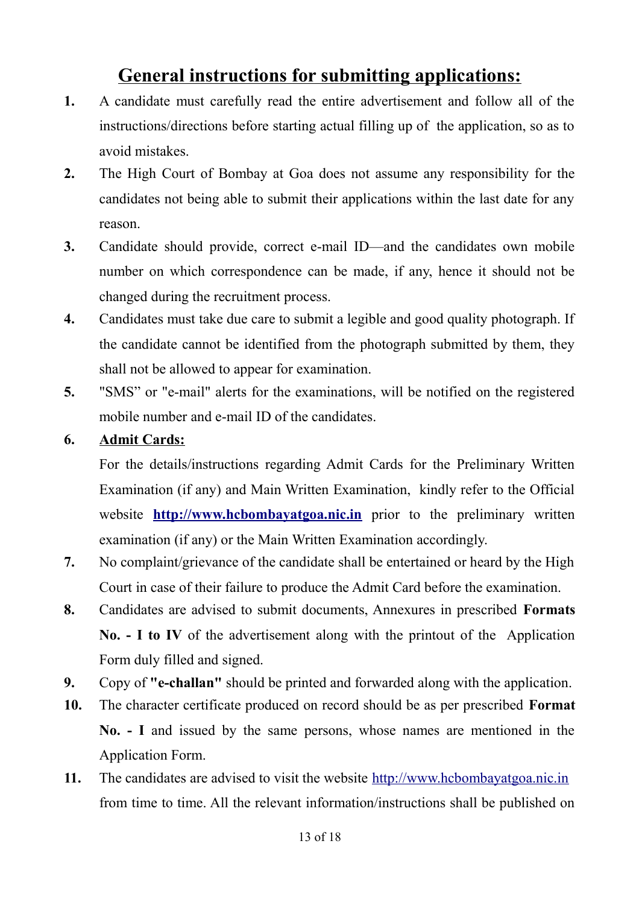## General instructions for submitting applications:

1. A candidate must carefully read the entire advertisement and follow all of the instructions/directions before starting actual filling up of the application, so as to avoid mistakes.
2. The High Court of Bombay at Goa does not assume any responsibility for the candidates not being able to submit their applications within the last date for any reason.
3. Candidate should provide, correct e-mail ID—and the candidates own mobile number on which correspondence can be made, if any, hence it should not be changed during the recruitment process.
4. Candidates must take due care to submit a legible and good quality photograph. If the candidate cannot be identified from the photograph submitted by them, they shall not be allowed to appear for examination.
5. "SMS" or "e-mail" alerts for the examinations, will be notified on the registered mobile number and e-mail ID of the candidates.
6. **Admit Cards:**

   For the details/instructions regarding Admit Cards for the Preliminary Written Examination (if any) and Main Written Examination, kindly refer to the Official website **http://www.hcbombayatgoa.nic.in** prior to the preliminary written examination (if any) or the Main Written Examination accordingly.
7. No complaint/grievance of the candidate shall be entertained or heard by the High Court in case of their failure to produce the Admit Card before the examination.
8. Candidates are advised to submit documents, Annexures in prescribed **Formats No. - I to IV** of the advertisement along with the printout of the Application Form duly filled and signed.
9. Copy of **"e-challan"** should be printed and forwarded along with the application.
10. The character certificate produced on record should be as per prescribed **Format No. - I** and issued by the same persons, whose names are mentioned in the Application Form.
11. The candidates are advised to visit the website http://www.hcbombayatgoa.nic.in from time to time. All the relevant information/instructions shall be published on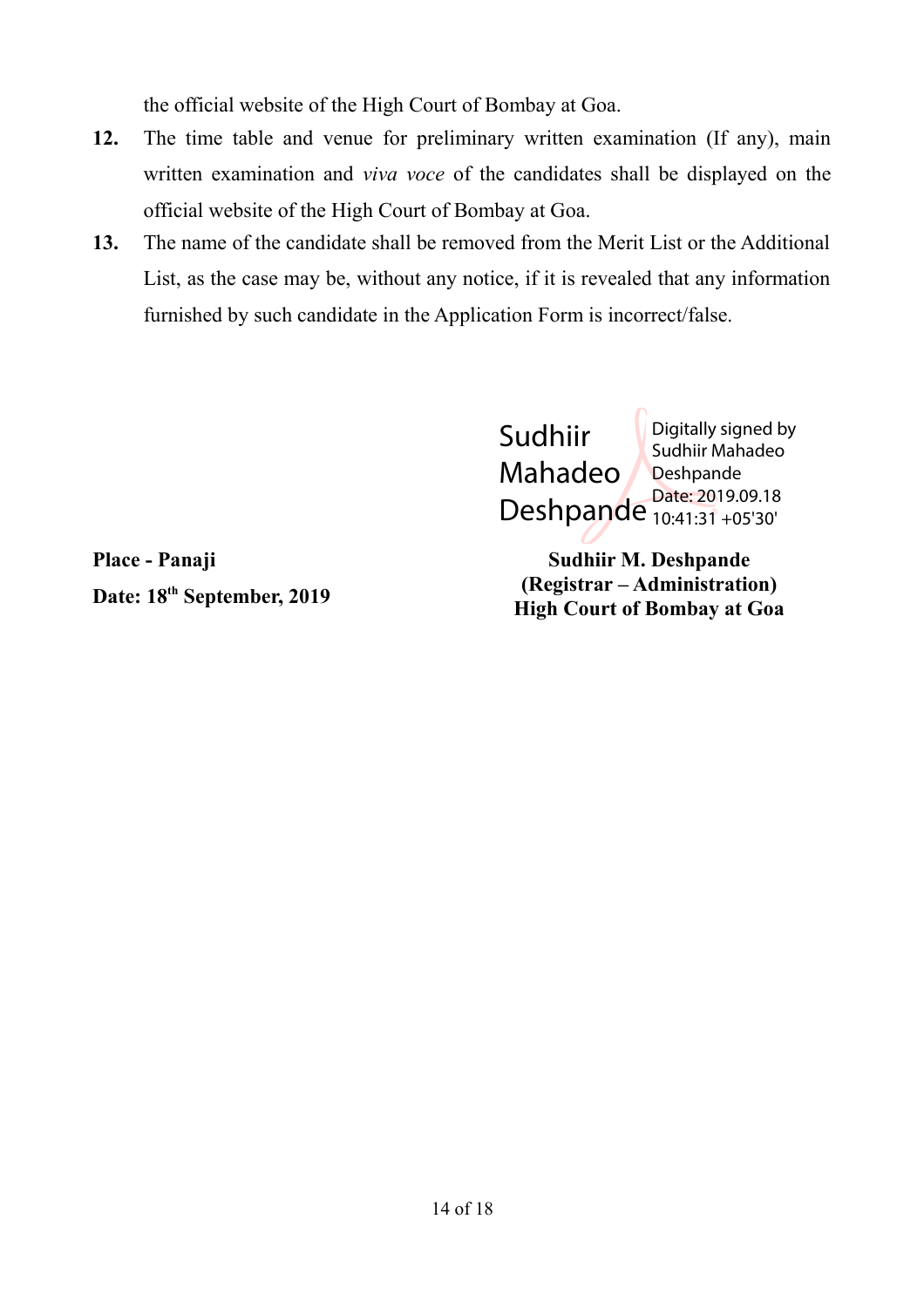the official website of the High Court of Bombay at Goa.

12. The time table and venue for preliminary written examination (If any), main written examination and *viva voce* of the candidates shall be displayed on the official website of the High Court of Bombay at Goa.

13. The name of the candidate shall be removed from the Merit List or the Additional List, as the case may be, without any notice, if it is revealed that any information furnished by such candidate in the Application Form is incorrect/false.

Sudhiir Mahadeo Deshpande

Digitally signed by Sudhiir Mahadeo Deshpande
Date: 2019.09.18 10:41:31 +05'30'

**Place - Panaji**

**Date: 18th September, 2019**

**Sudhiir M. Deshpande**
**(Registrar – Administration)**
**High Court of Bombay at Goa**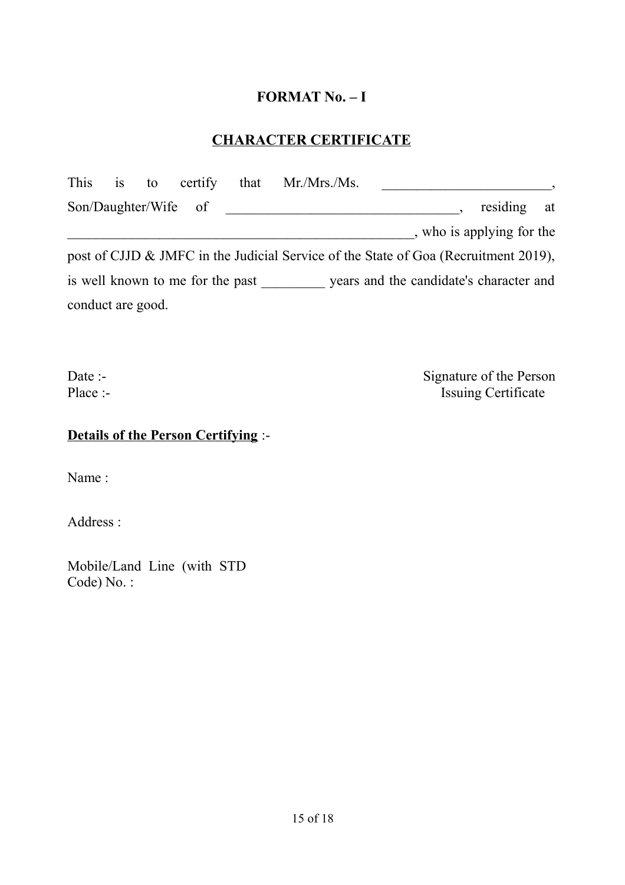**FORMAT No. – I**

**CHARACTER CERTIFICATE**

This is to certify that Mr./Mrs./Ms. ________________________, Son/Daughter/Wife of _________________________________, residing at _________________________________________________, who is applying for the post of CJJD & JMFC in the Judicial Service of the State of Goa (Recruitment 2019), is well known to me for the past _________ years and the candidate's character and conduct are good.

Date :-
Place :-

Signature of the Person
Issuing Certificate

**Details of the Person Certifying** :-

Name :

Address :

Mobile/Land Line (with STD Code) No. :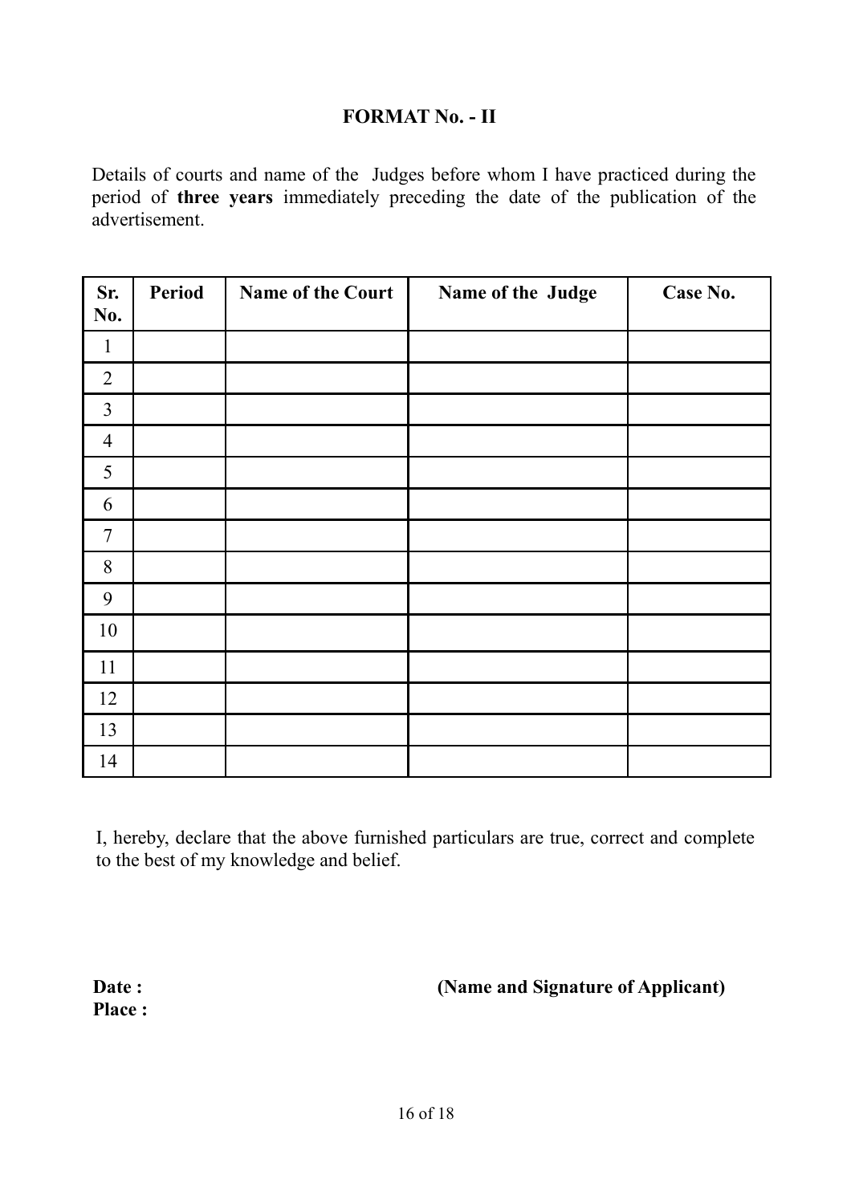# FORMAT No. - II

Details of courts and name of the Judges before whom I have practiced during the period of **three years** immediately preceding the date of the publication of the advertisement.

| Sr. No. | Period | Name of the Court | Name of the Judge | Case No. |
|---|---|---|---|---|
| 1 | | | | |
| 2 | | | | |
| 3 | | | | |
| 4 | | | | |
| 5 | | | | |
| 6 | | | | |
| 7 | | | | |
| 8 | | | | |
| 9 | | | | |
| 10 | | | | |
| 11 | | | | |
| 12 | | | | |
| 13 | | | | |
| 14 | | | | |

I, hereby, declare that the above furnished particulars are true, correct and complete to the best of my knowledge and belief.

**Date :** **(Name and Signature of Applicant)**

**Place :**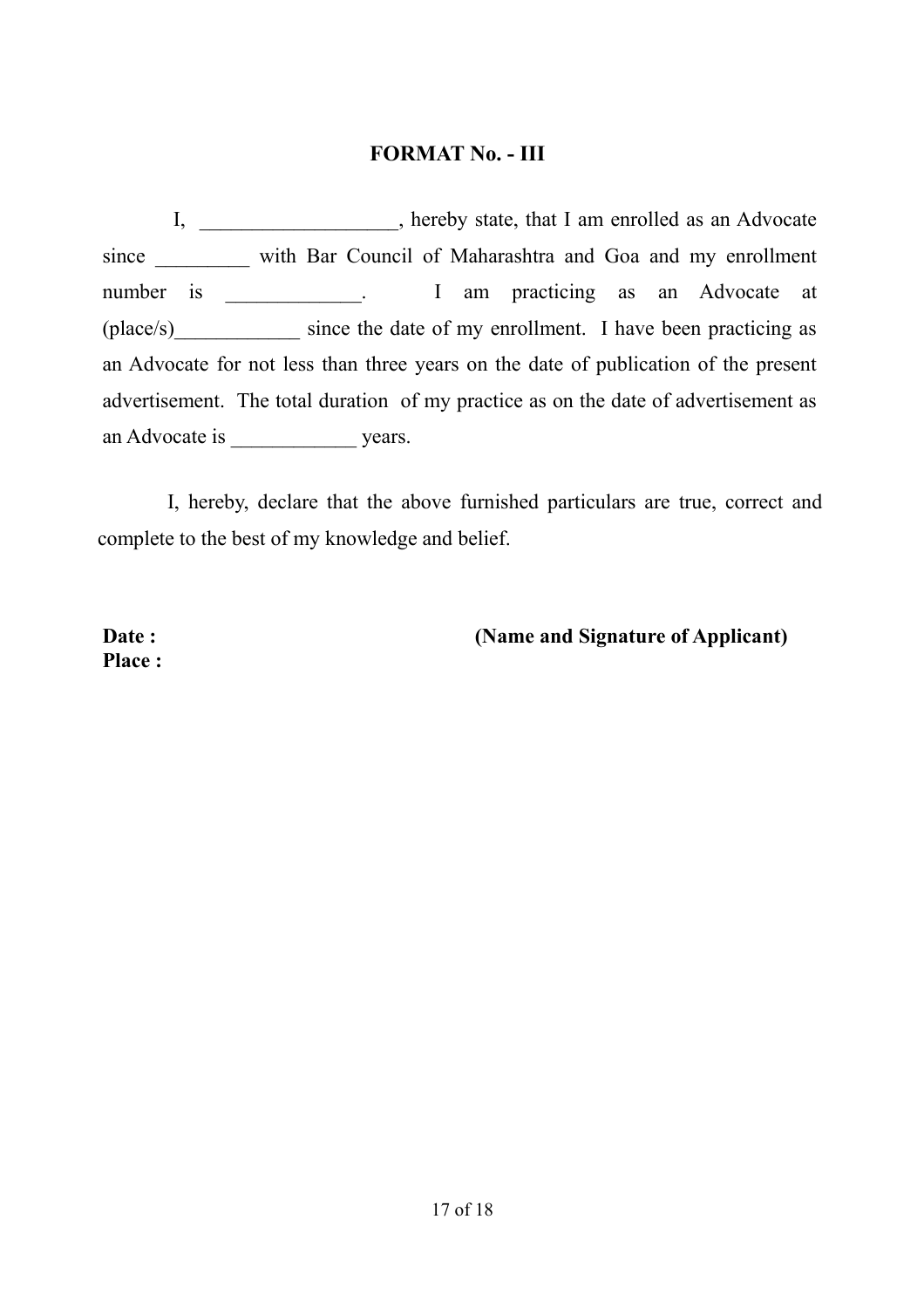## FORMAT No. - III

I, ___________________, hereby state, that I am enrolled as an Advocate since _________ with Bar Council of Maharashtra and Goa and my enrollment number is _____________. I am practicing as an Advocate at (place/s)____________ since the date of my enrollment. I have been practicing as an Advocate for not less than three years on the date of publication of the present advertisement. The total duration of my practice as on the date of advertisement as an Advocate is ____________ years.

I, hereby, declare that the above furnished particulars are true, correct and complete to the best of my knowledge and belief.

**Date :** **(Name and Signature of Applicant)**
**Place :**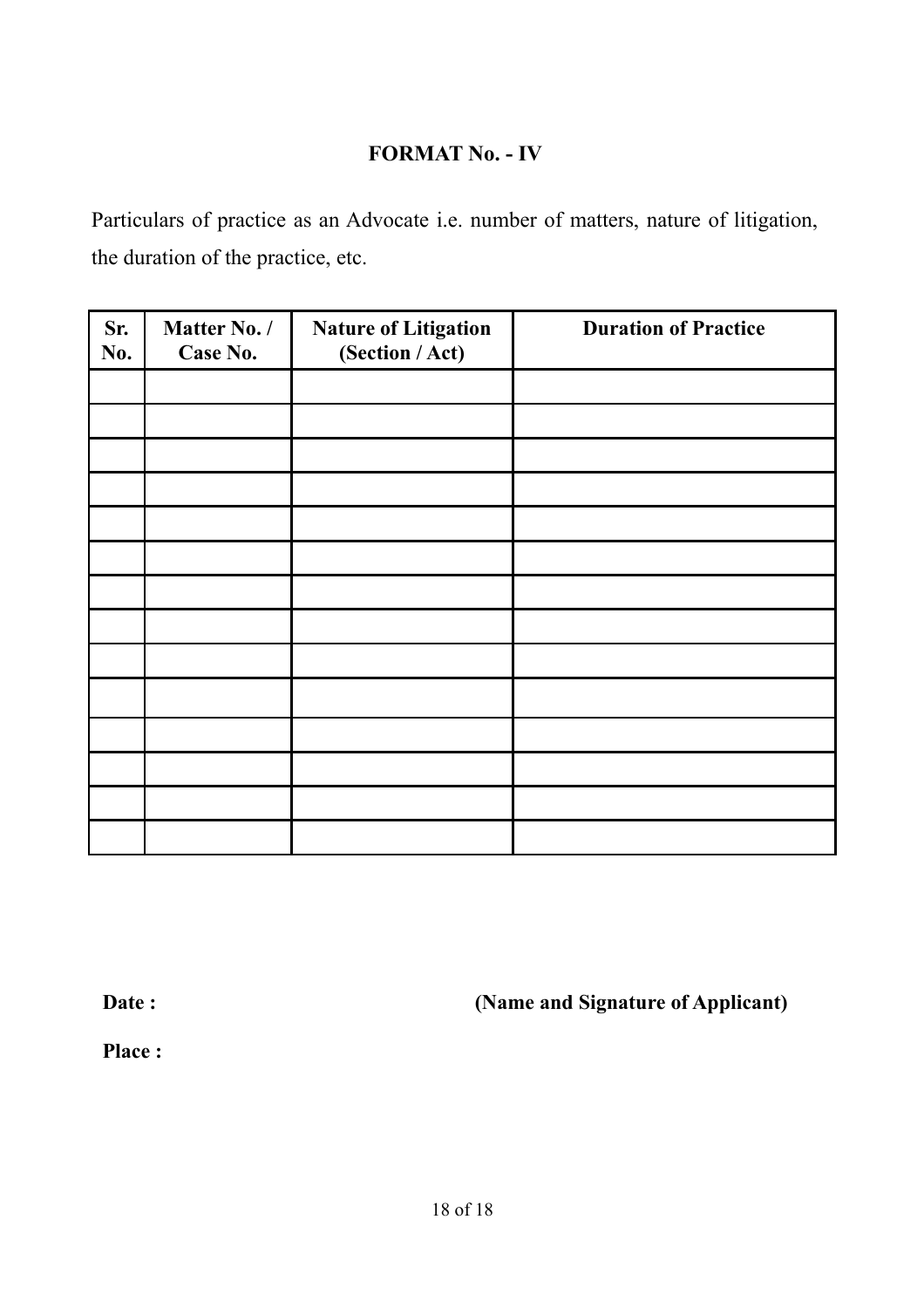# FORMAT No. - IV

Particulars of practice as an Advocate i.e. number of matters, nature of litigation, the duration of the practice, etc.

| Sr. No. | Matter No. / Case No. | Nature of Litigation (Section / Act) | Duration of Practice |
|---|---|---|---|
| | | | |
| | | | |
| | | | |
| | | | |
| | | | |
| | | | |
| | | | |
| | | | |
| | | | |
| | | | |
| | | | |
| | | | |
| | | | |
| | | | |

**Date :** **(Name and Signature of Applicant)**

**Place :**